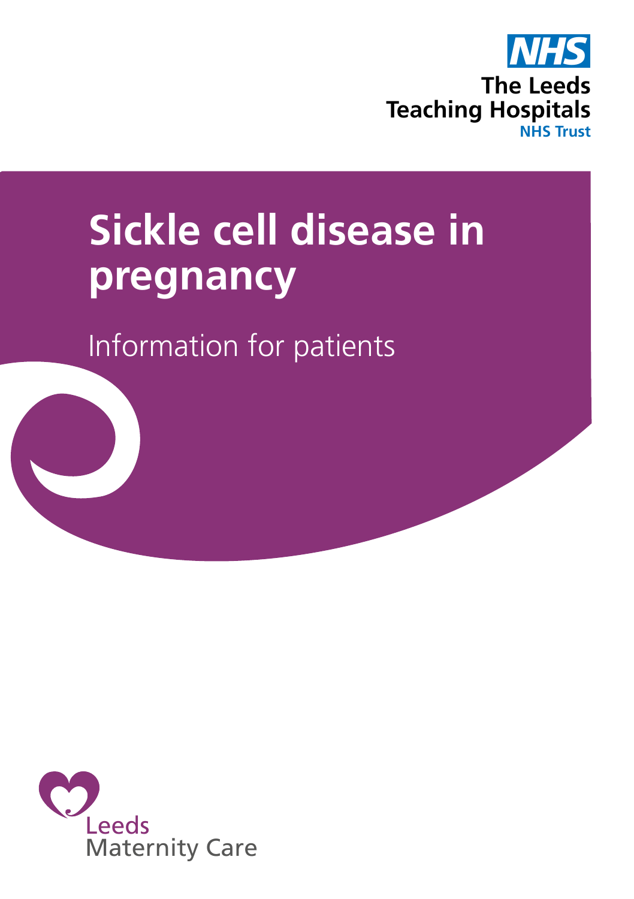NHS

The Leeds Teaching Hospitals NHS Trust

# Sickle cell disease in pregnancy

Information for patients

Leeds Maternity Care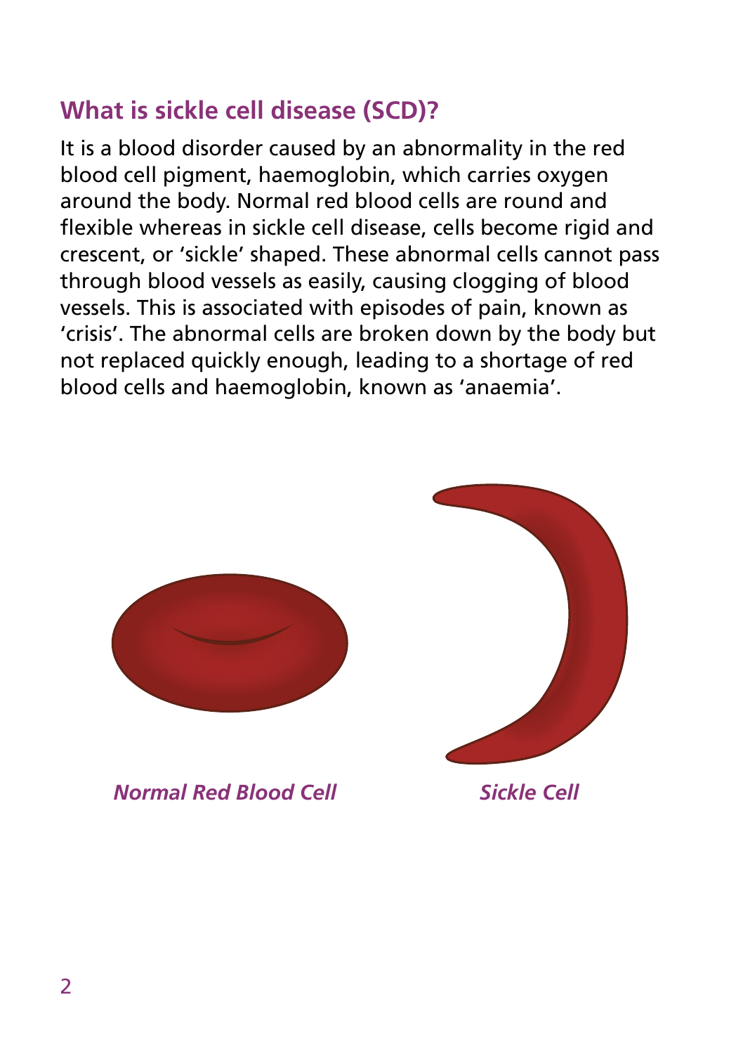## What is sickle cell disease (SCD)?

It is a blood disorder caused by an abnormality in the red blood cell pigment, haemoglobin, which carries oxygen around the body. Normal red blood cells are round and flexible whereas in sickle cell disease, cells become rigid and crescent, or 'sickle' shaped. These abnormal cells cannot pass through blood vessels as easily, causing clogging of blood vessels. This is associated with episodes of pain, known as 'crisis'. The abnormal cells are broken down by the body but not replaced quickly enough, leading to a shortage of red blood cells and haemoglobin, known as 'anaemia'.

*Normal Red Blood Cell*

*Sickle Cell*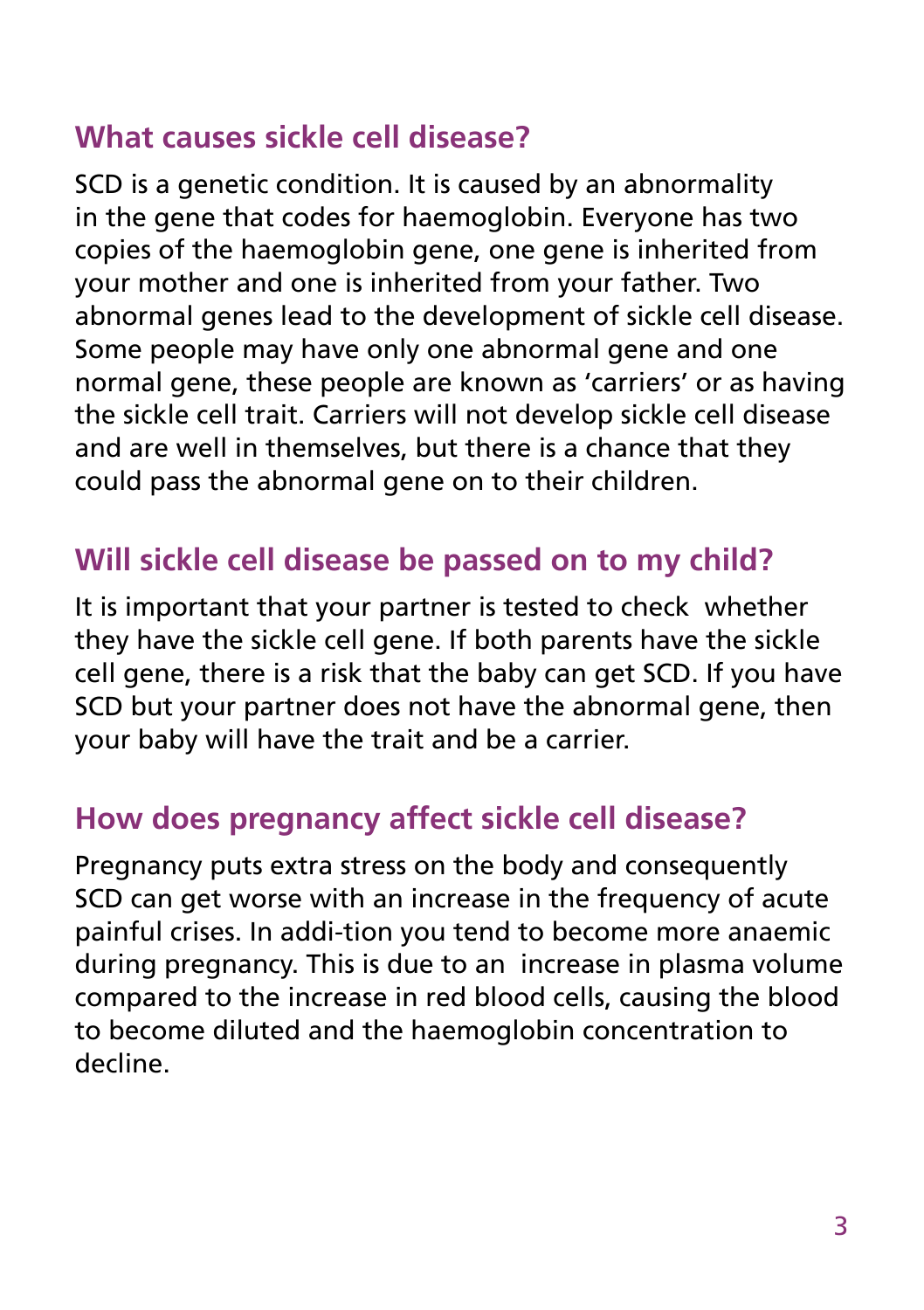## What causes sickle cell disease?

SCD is a genetic condition. It is caused by an abnormality in the gene that codes for haemoglobin. Everyone has two copies of the haemoglobin gene, one gene is inherited from your mother and one is inherited from your father. Two abnormal genes lead to the development of sickle cell disease. Some people may have only one abnormal gene and one normal gene, these people are known as 'carriers' or as having the sickle cell trait. Carriers will not develop sickle cell disease and are well in themselves, but there is a chance that they could pass the abnormal gene on to their children.

## Will sickle cell disease be passed on to my child?

It is important that your partner is tested to check whether they have the sickle cell gene. If both parents have the sickle cell gene, there is a risk that the baby can get SCD. If you have SCD but your partner does not have the abnormal gene, then your baby will have the trait and be a carrier.

## How does pregnancy affect sickle cell disease?

Pregnancy puts extra stress on the body and consequently SCD can get worse with an increase in the frequency of acute painful crises. In addi-tion you tend to become more anaemic during pregnancy. This is due to an increase in plasma volume compared to the increase in red blood cells, causing the blood to become diluted and the haemoglobin concentration to decline.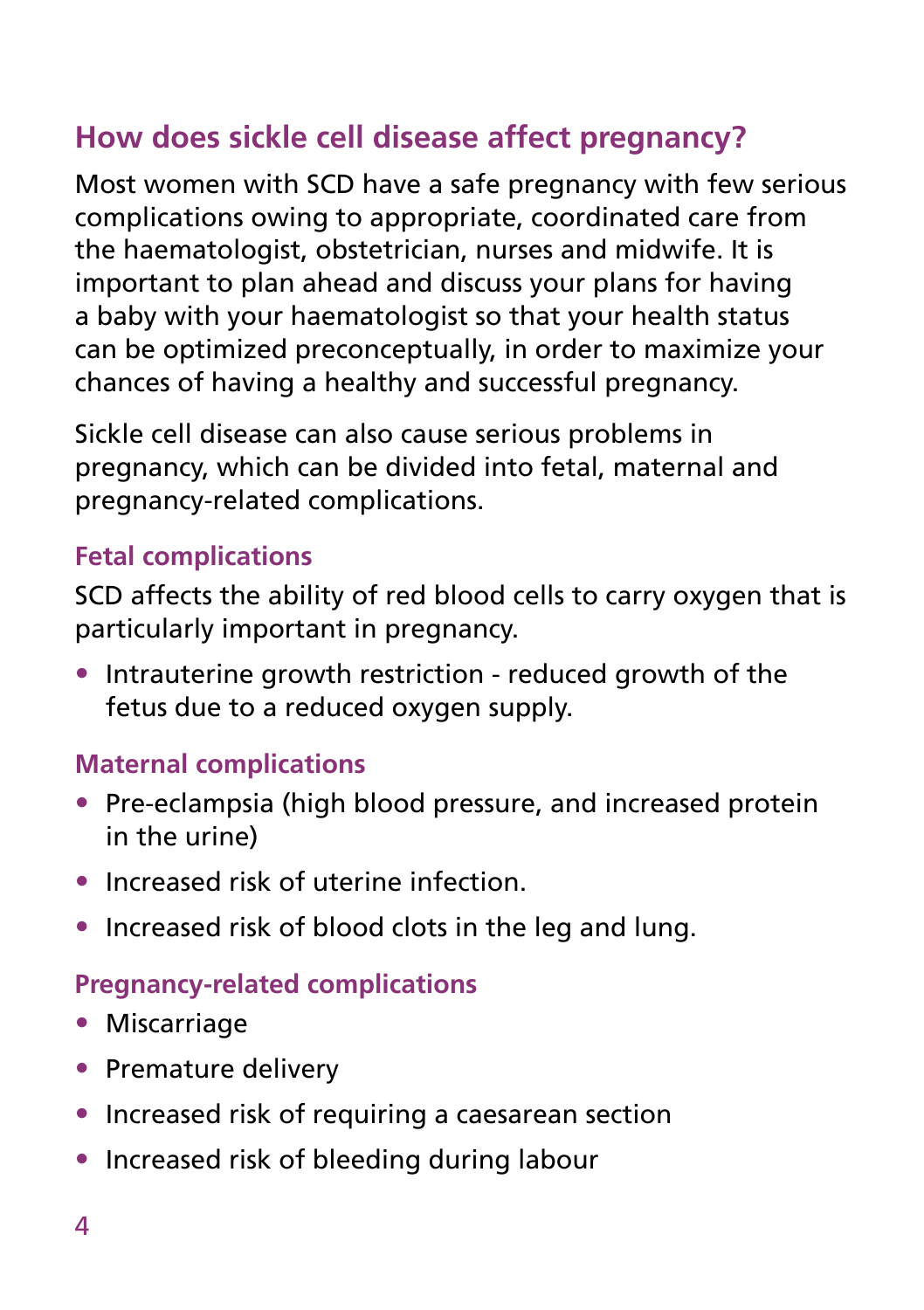## How does sickle cell disease affect pregnancy?

Most women with SCD have a safe pregnancy with few serious complications owing to appropriate, coordinated care from the haematologist, obstetrician, nurses and midwife. It is important to plan ahead and discuss your plans for having a baby with your haematologist so that your health status can be optimized preconceptually, in order to maximize your chances of having a healthy and successful pregnancy.

Sickle cell disease can also cause serious problems in pregnancy, which can be divided into fetal, maternal and pregnancy-related complications.

### Fetal complications

SCD affects the ability of red blood cells to carry oxygen that is particularly important in pregnancy.

- Intrauterine growth restriction - reduced growth of the fetus due to a reduced oxygen supply.

### Maternal complications

- Pre-eclampsia (high blood pressure, and increased protein in the urine)
- Increased risk of uterine infection.
- Increased risk of blood clots in the leg and lung.

### Pregnancy-related complications

- Miscarriage
- Premature delivery
- Increased risk of requiring a caesarean section
- Increased risk of bleeding during labour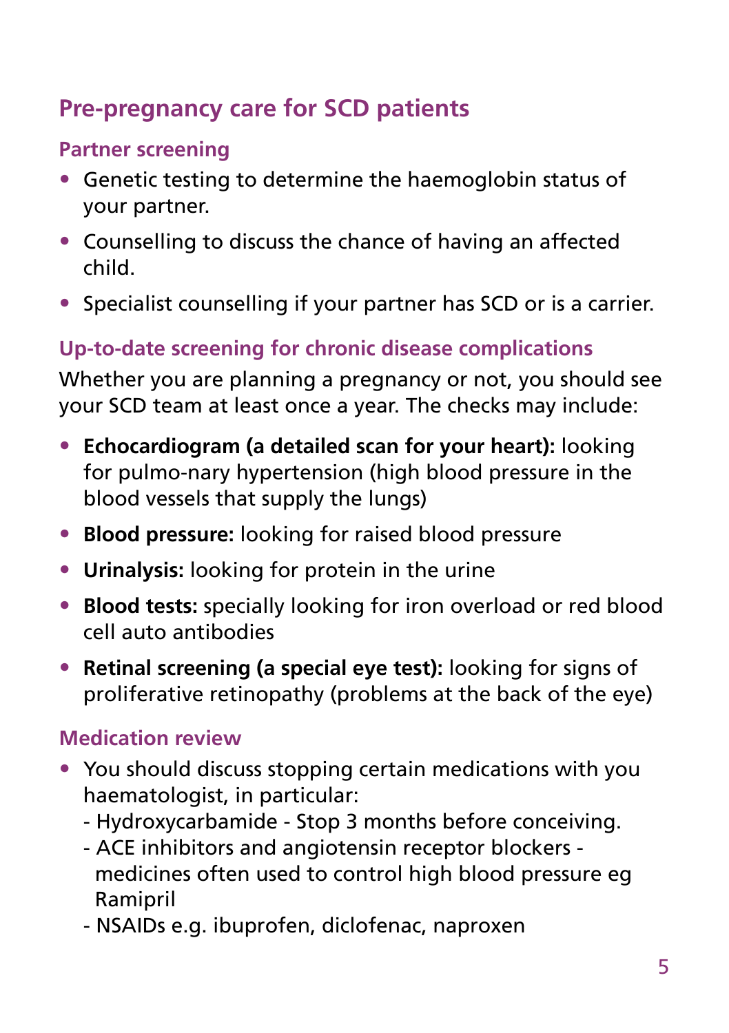## Pre-pregnancy care for SCD patients

### Partner screening

- Genetic testing to determine the haemoglobin status of your partner.
- Counselling to discuss the chance of having an affected child.
- Specialist counselling if your partner has SCD or is a carrier.

### Up-to-date screening for chronic disease complications

Whether you are planning a pregnancy or not, you should see your SCD team at least once a year. The checks may include:

- **Echocardiogram (a detailed scan for your heart):** looking for pulmo-nary hypertension (high blood pressure in the blood vessels that supply the lungs)
- **Blood pressure:** looking for raised blood pressure
- **Urinalysis:** looking for protein in the urine
- **Blood tests:** specially looking for iron overload or red blood cell auto antibodies
- **Retinal screening (a special eye test):** looking for signs of proliferative retinopathy (problems at the back of the eye)

### Medication review

- You should discuss stopping certain medications with you haematologist, in particular:
  - Hydroxycarbamide - Stop 3 months before conceiving.
  - ACE inhibitors and angiotensin receptor blockers - medicines often used to control high blood pressure eg Ramipril
  - NSAIDs e.g. ibuprofen, diclofenac, naproxen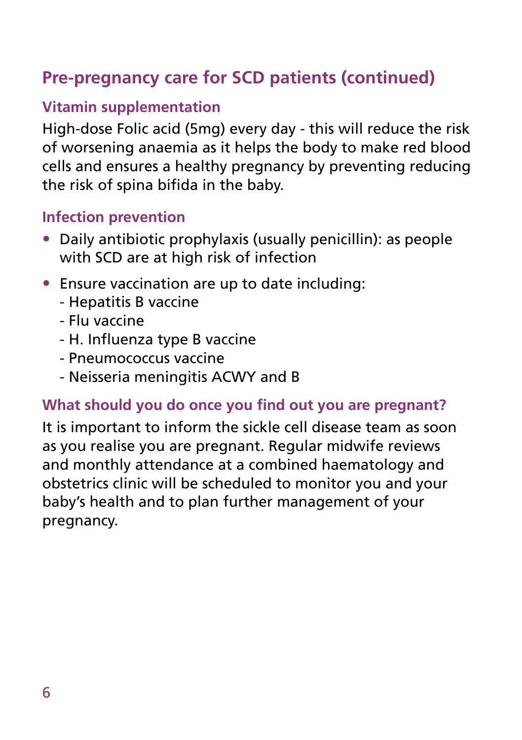## Pre-pregnancy care for SCD patients (continued)

### Vitamin supplementation

High-dose Folic acid (5mg) every day - this will reduce the risk of worsening anaemia as it helps the body to make red blood cells and ensures a healthy pregnancy by preventing reducing the risk of spina bifida in the baby.

### Infection prevention

- Daily antibiotic prophylaxis (usually penicillin): as people with SCD are at high risk of infection
- Ensure vaccination are up to date including:
  - Hepatitis B vaccine
  - Flu vaccine
  - H. Influenza type B vaccine
  - Pneumococcus vaccine
  - Neisseria meningitis ACWY and B

### What should you do once you find out you are pregnant?

It is important to inform the sickle cell disease team as soon as you realise you are pregnant. Regular midwife reviews and monthly attendance at a combined haematology and obstetrics clinic will be scheduled to monitor you and your baby's health and to plan further management of your pregnancy.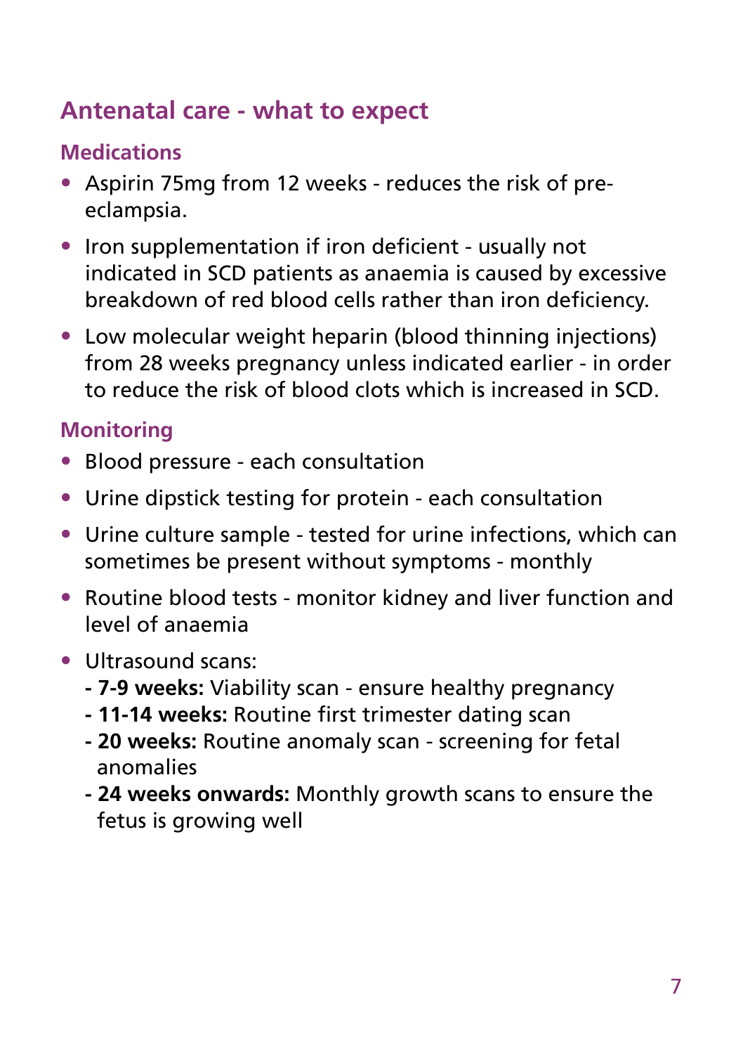## Antenatal care - what to expect

### Medications

- Aspirin 75mg from 12 weeks - reduces the risk of pre-eclampsia.
- Iron supplementation if iron deficient - usually not indicated in SCD patients as anaemia is caused by excessive breakdown of red blood cells rather than iron deficiency.
- Low molecular weight heparin (blood thinning injections) from 28 weeks pregnancy unless indicated earlier - in order to reduce the risk of blood clots which is increased in SCD.

### Monitoring

- Blood pressure - each consultation
- Urine dipstick testing for protein - each consultation
- Urine culture sample - tested for urine infections, which can sometimes be present without symptoms - monthly
- Routine blood tests - monitor kidney and liver function and level of anaemia
- Ultrasound scans:
  - **7-9 weeks:** Viability scan - ensure healthy pregnancy
  - **11-14 weeks:** Routine first trimester dating scan
  - **20 weeks:** Routine anomaly scan - screening for fetal anomalies
  - **24 weeks onwards:** Monthly growth scans to ensure the fetus is growing well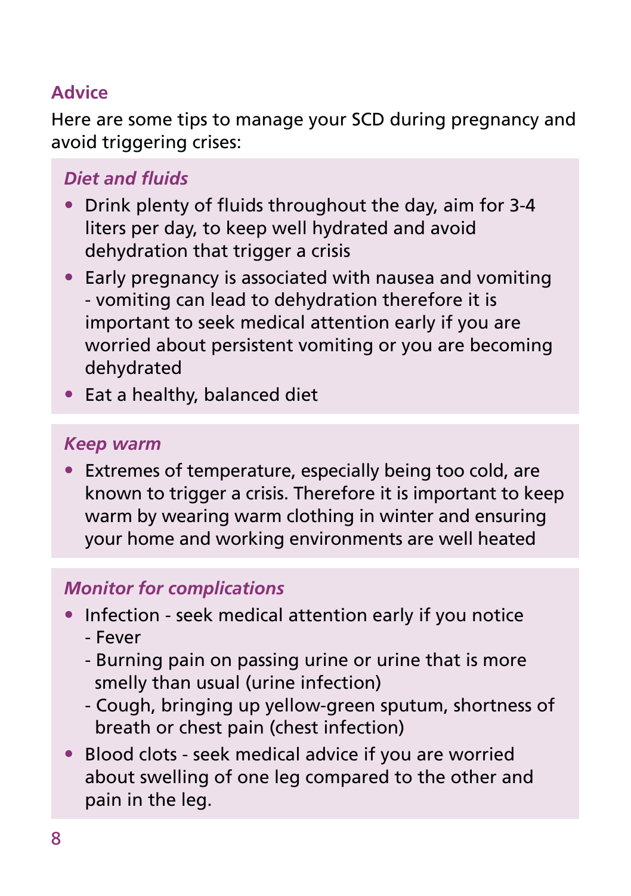## Advice

Here are some tips to manage your SCD during pregnancy and avoid triggering crises:

### *Diet and fluids*

- Drink plenty of fluids throughout the day, aim for 3-4 liters per day, to keep well hydrated and avoid dehydration that trigger a crisis
- Early pregnancy is associated with nausea and vomiting - vomiting can lead to dehydration therefore it is important to seek medical attention early if you are worried about persistent vomiting or you are becoming dehydrated
- Eat a healthy, balanced diet

### *Keep warm*

- Extremes of temperature, especially being too cold, are known to trigger a crisis. Therefore it is important to keep warm by wearing warm clothing in winter and ensuring your home and working environments are well heated

### *Monitor for complications*

- Infection - seek medical attention early if you notice
  - Fever
  - Burning pain on passing urine or urine that is more smelly than usual (urine infection)
  - Cough, bringing up yellow-green sputum, shortness of breath or chest pain (chest infection)
- Blood clots - seek medical advice if you are worried about swelling of one leg compared to the other and pain in the leg.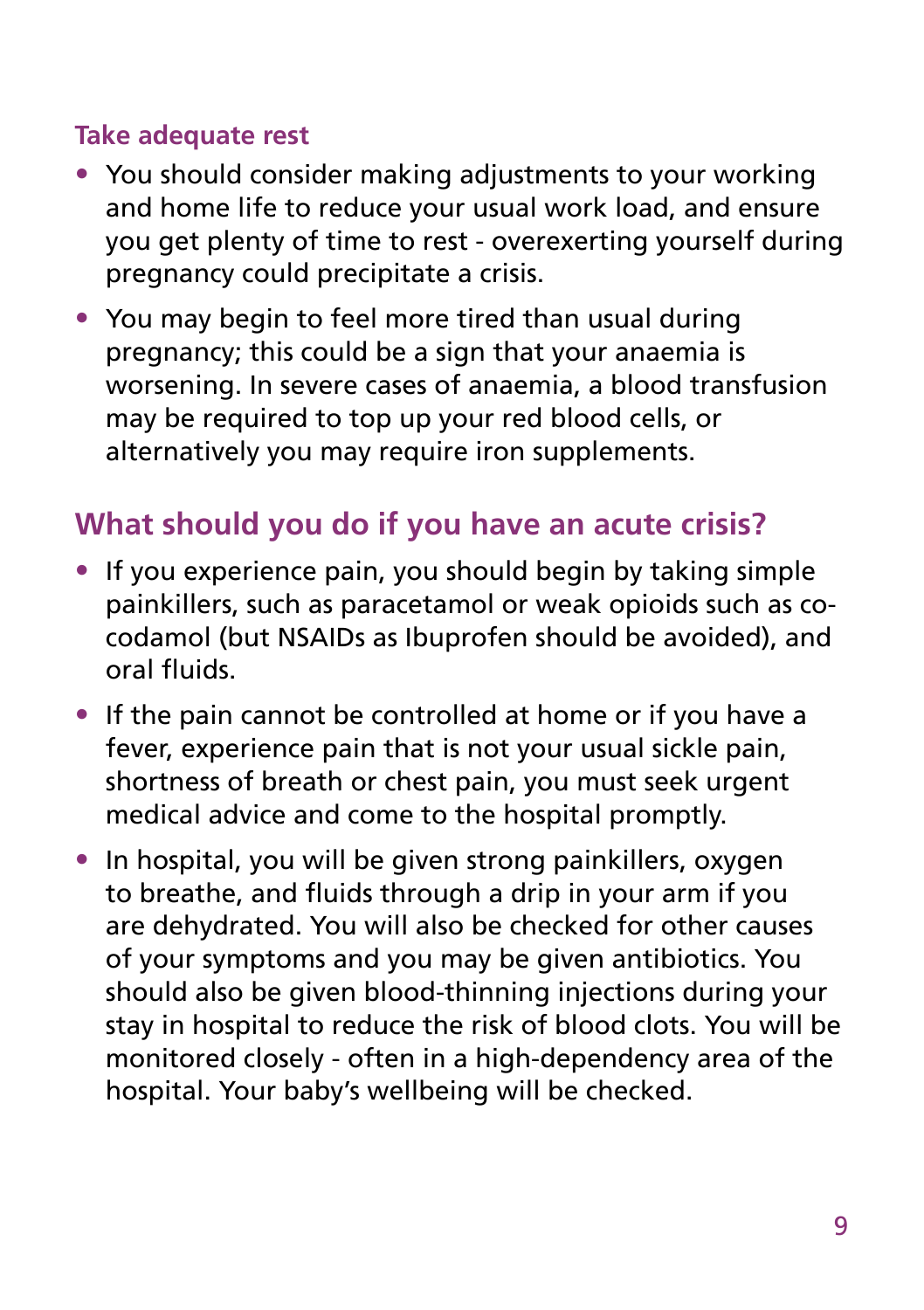### Take adequate rest

- You should consider making adjustments to your working and home life to reduce your usual work load, and ensure you get plenty of time to rest - overexerting yourself during pregnancy could precipitate a crisis.
- You may begin to feel more tired than usual during pregnancy; this could be a sign that your anaemia is worsening. In severe cases of anaemia, a blood transfusion may be required to top up your red blood cells, or alternatively you may require iron supplements.

## What should you do if you have an acute crisis?

- If you experience pain, you should begin by taking simple painkillers, such as paracetamol or weak opioids such as co-codamol (but NSAIDs as Ibuprofen should be avoided), and oral fluids.
- If the pain cannot be controlled at home or if you have a fever, experience pain that is not your usual sickle pain, shortness of breath or chest pain, you must seek urgent medical advice and come to the hospital promptly.
- In hospital, you will be given strong painkillers, oxygen to breathe, and fluids through a drip in your arm if you are dehydrated. You will also be checked for other causes of your symptoms and you may be given antibiotics. You should also be given blood-thinning injections during your stay in hospital to reduce the risk of blood clots. You will be monitored closely - often in a high-dependency area of the hospital. Your baby's wellbeing will be checked.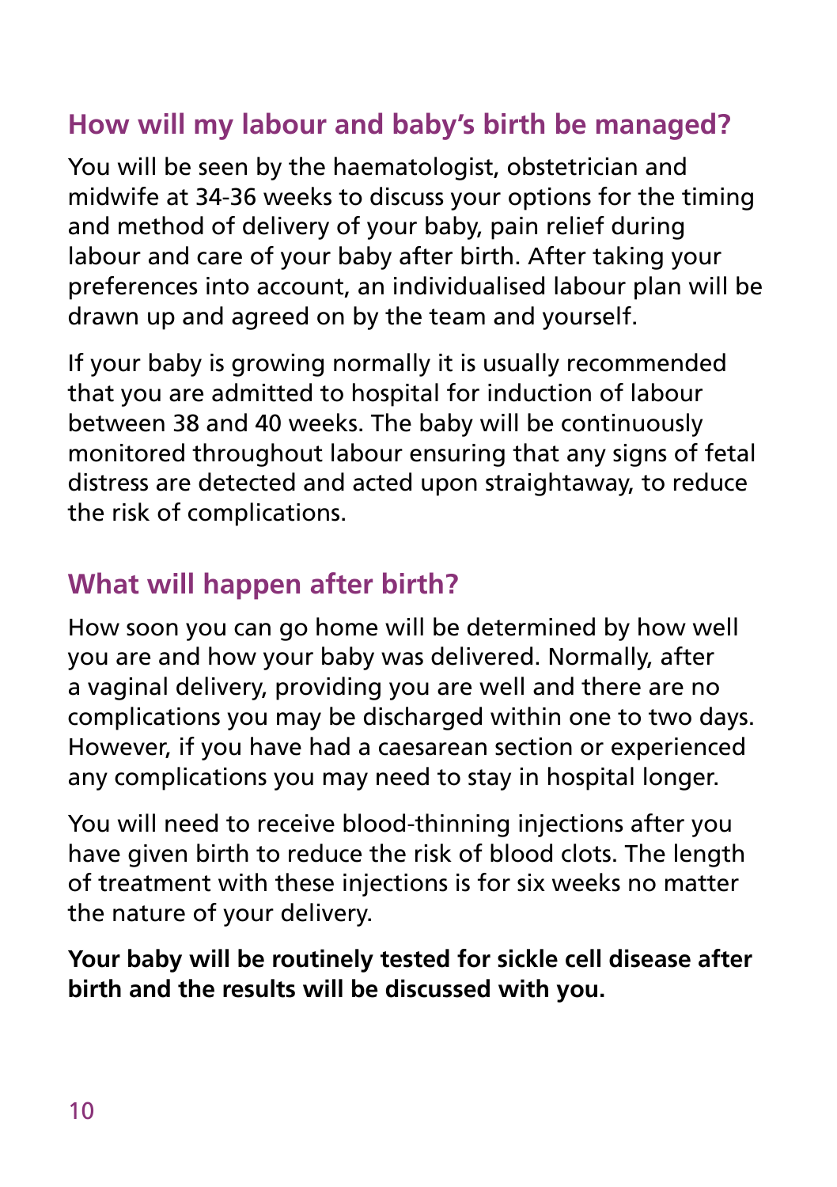## How will my labour and baby's birth be managed?

You will be seen by the haematologist, obstetrician and midwife at 34-36 weeks to discuss your options for the timing and method of delivery of your baby, pain relief during labour and care of your baby after birth. After taking your preferences into account, an individualised labour plan will be drawn up and agreed on by the team and yourself.

If your baby is growing normally it is usually recommended that you are admitted to hospital for induction of labour between 38 and 40 weeks. The baby will be continuously monitored throughout labour ensuring that any signs of fetal distress are detected and acted upon straightaway, to reduce the risk of complications.

## What will happen after birth?

How soon you can go home will be determined by how well you are and how your baby was delivered. Normally, after a vaginal delivery, providing you are well and there are no complications you may be discharged within one to two days. However, if you have had a caesarean section or experienced any complications you may need to stay in hospital longer.

You will need to receive blood-thinning injections after you have given birth to reduce the risk of blood clots. The length of treatment with these injections is for six weeks no matter the nature of your delivery.

**Your baby will be routinely tested for sickle cell disease after birth and the results will be discussed with you.**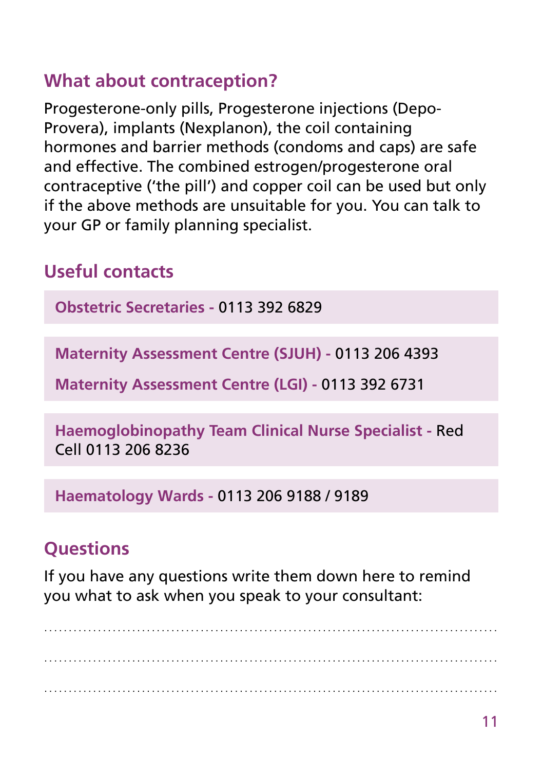## What about contraception?

Progesterone-only pills, Progesterone injections (Depo-Provera), implants (Nexplanon), the coil containing hormones and barrier methods (condoms and caps) are safe and effective. The combined estrogen/progesterone oral contraceptive ('the pill') and copper coil can be used but only if the above methods are unsuitable for you. You can talk to your GP or family planning specialist.

## Useful contacts

**Obstetric Secretaries -** 0113 392 6829

**Maternity Assessment Centre (SJUH) -** 0113 206 4393

**Maternity Assessment Centre (LGI) -** 0113 392 6731

**Haemoglobinopathy Team Clinical Nurse Specialist -** Red Cell 0113 206 8236

**Haematology Wards -** 0113 206 9188 / 9189

## Questions

If you have any questions write them down here to remind you what to ask when you speak to your consultant:

........................................................................................................

........................................................................................................

........................................................................................................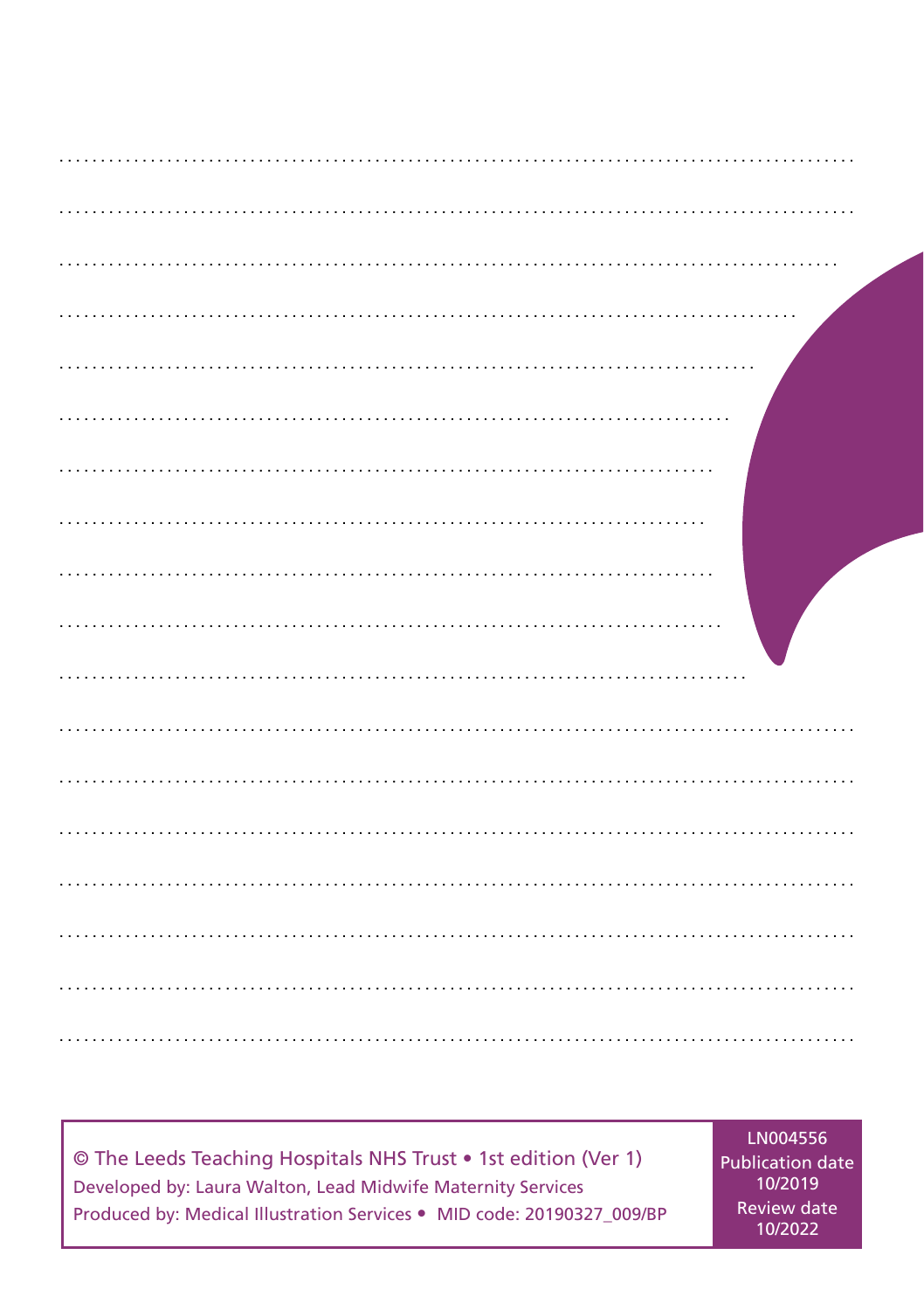© The Leeds Teaching Hospitals NHS Trust • 1st edition (Ver 1)
Developed by: Laura Walton, Lead Midwife Maternity Services
Produced by: Medical Illustration Services • MID code: 20190327_009/BP

LN004556
Publication date
10/2019
Review date
10/2022